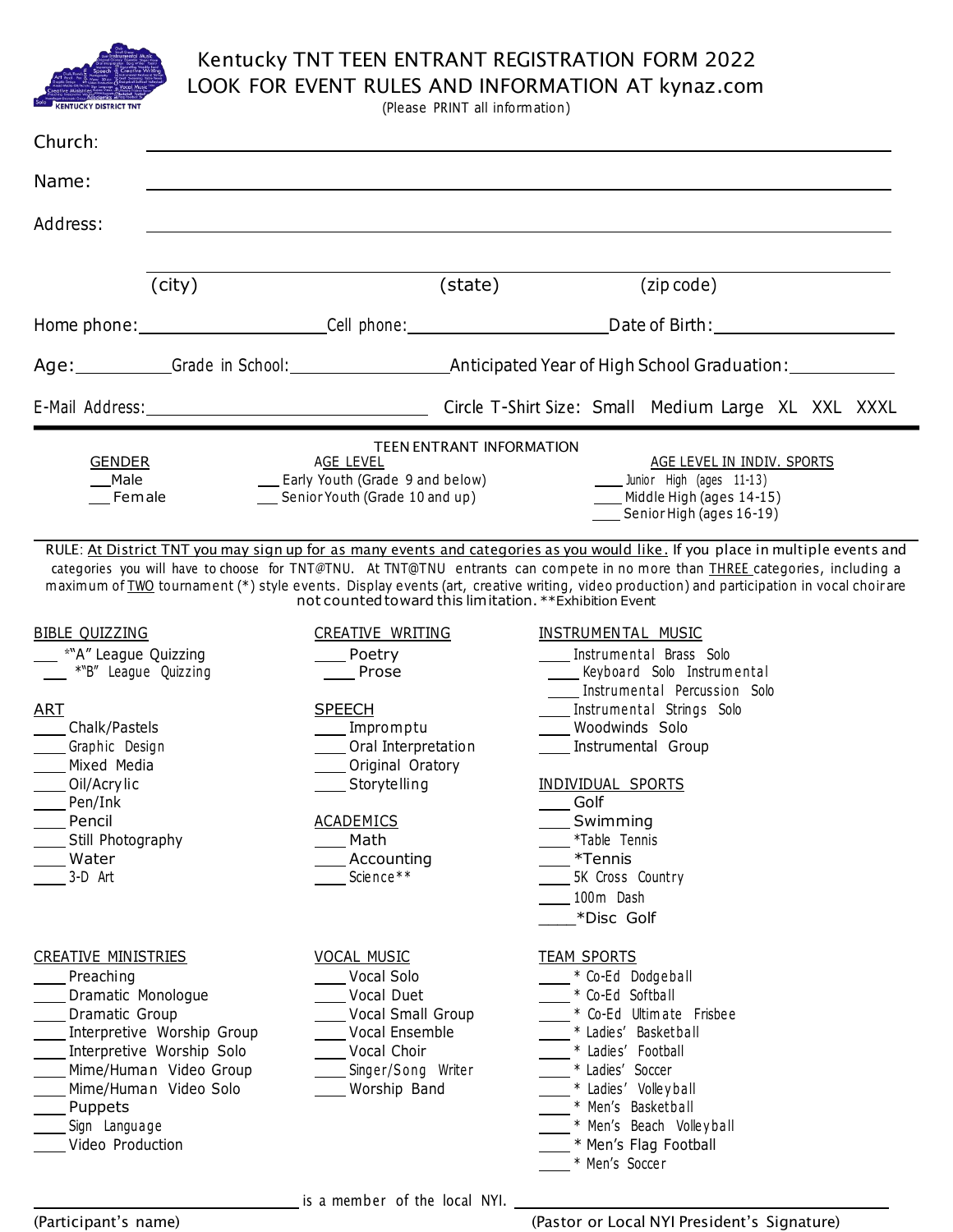# Kentucky TNT TEEN ENTRANT REGISTRATION FORM 2022
## LOOK FOR EVENT RULES AND INFORMATION AT kynaz.com

(Please PRINT all information)

Church: ____________________________________________

Name: ____________________________________________

Address: ____________________________________________

____________________________________________
(city) (state) (zip code)

Home phone: ______________ Cell phone: ______________ Date of Birth: ______________

Age: ________ Grade in School: ______________ Anticipated Year of High School Graduation: ________

E-Mail Address: ______________________ Circle T-Shirt Size: Small Medium Large XL XXL XXXL

---

### TEEN ENTRANT INFORMATION

**GENDER**
___ Male
___ Female

**AGE LEVEL**
___ Early Youth (Grade 9 and below)
___ Senior Youth (Grade 10 and up)

**AGE LEVEL IN INDIV. SPORTS**
___ Junior High (ages 11-13)
___ Middle High (ages 14-15)
___ Senior High (ages 16-19)

RULE: At District TNT you may sign up for as many events and categories as you would like. If you place in multiple events and categories you will have to choose for TNT@TNU. At TNT@TNU entrants can compete in no more than THREE categories, including a maximum of TWO tournament (*) style events. Display events (art, creative writing, video production) and participation in vocal choir are not counted toward this limitation. **Exhibition Event

**BIBLE QUIZZING**
___ *"A" League Quizzing
___ *"B" League Quizzing

**ART**
___ Chalk/Pastels
___ Graphic Design
___ Mixed Media
___ Oil/Acrylic
___ Pen/Ink
___ Pencil
___ Still Photography
___ Water
___ 3-D Art

**CREATIVE WRITING**
___ Poetry
___ Prose

**SPEECH**
___ Impromptu
___ Oral Interpretation
___ Original Oratory
___ Storytelling

**ACADEMICS**
___ Math
___ Accounting
___ Science**

**INSTRUMENTAL MUSIC**
___ Instrumental Brass Solo
___ Keyboard Solo Instrumental
___ Instrumental Percussion Solo
___ Instrumental Strings Solo
___ Woodwinds Solo
___ Instrumental Group

**INDIVIDUAL SPORTS**
___ Golf
___ Swimming
___ *Table Tennis
___ *Tennis
___ 5K Cross Country
___ 100m Dash
___ *Disc Golf

**CREATIVE MINISTRIES**
___ Preaching
___ Dramatic Monologue
___ Dramatic Group
___ Interpretive Worship Group
___ Interpretive Worship Solo
___ Mime/Human Video Group
___ Mime/Human Video Solo
___ Puppets
___ Sign Language
___ Video Production

**VOCAL MUSIC**
___ Vocal Solo
___ Vocal Duet
___ Vocal Small Group
___ Vocal Ensemble
___ Vocal Choir
___ Singer/Song Writer
___ Worship Band

**TEAM SPORTS**
___ * Co-Ed Dodgeball
___ * Co-Ed Softball
___ * Co-Ed Ultimate Frisbee
___ * Ladies' Basketball
___ * Ladies' Football
___ * Ladies' Soccer
___ * Ladies' Volleyball
___ * Men's Basketball
___ * Men's Beach Volleyball
___ * Men's Flag Football
___ * Men's Soccer

______________________ is a member of the local NYI. ______________________
(Participant's name) (Pastor or Local NYI President's Signature)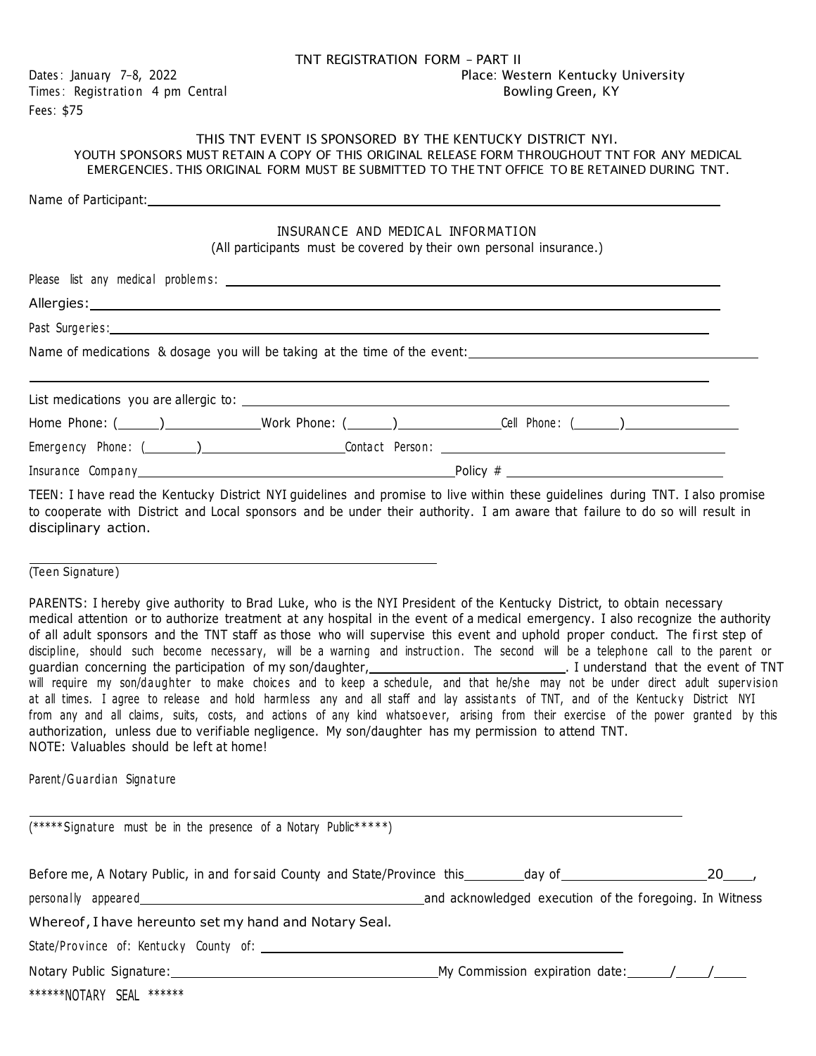# TNT REGISTRATION FORM – PART II

Dates: January 7–8, 2022
Times: Registration 4 pm Central
Fees: $75

Place: Western Kentucky University
Bowling Green, KY

THIS TNT EVENT IS SPONSORED BY THE KENTUCKY DISTRICT NYI.
YOUTH SPONSORS MUST RETAIN A COPY OF THIS ORIGINAL RELEASE FORM THROUGHOUT TNT FOR ANY MEDICAL EMERGENCIES. THIS ORIGINAL FORM MUST BE SUBMITTED TO THE TNT OFFICE TO BE RETAINED DURING TNT.

Name of Participant: ____________________________________________

## INSURANCE AND MEDICAL INFORMATION

(All participants must be covered by their own personal insurance.)

Please list any medical problems: ____________________________________________

Allergies: ____________________________________________

Past Surgeries: ____________________________________________

Name of medications & dosage you will be taking at the time of the event: ____________________________________________

____________________________________________

List medications you are allergic to: ____________________________________________

Home Phone: (______) ____________ Work Phone: (______) ____________ Cell Phone: (______) ____________

Emergency Phone: (________) ________________ Contact Person: ____________________________________________

Insurance Company ____________________________________________ Policy # ____________________________

TEEN: I have read the Kentucky District NYI guidelines and promise to live within these guidelines during TNT. I also promise to cooperate with District and Local sponsors and be under their authority. I am aware that failure to do so will result in disciplinary action.

____________________________________________
(Teen Signature)

PARENTS: I hereby give authority to Brad Luke, who is the NYI President of the Kentucky District, to obtain necessary medical attention or to authorize treatment at any hospital in the event of a medical emergency. I also recognize the authority of all adult sponsors and the TNT staff as those who will supervise this event and uphold proper conduct. The first step of discipline, should such become necessary, will be a warning and instruction. The second will be a telephone call to the parent or guardian concerning the participation of my son/daughter, ____________________________. I understand that the event of TNT will require my son/daughter to make choices and to keep a schedule, and that he/she may not be under direct adult supervision at all times. I agree to release and hold harmless any and all staff and lay assistants of TNT, and of the Kentucky District NYI from any and all claims, suits, costs, and actions of any kind whatsoever, arising from their exercise of the power granted by this authorization, unless due to verifiable negligence. My son/daughter has my permission to attend TNT.
NOTE: Valuables should be left at home!

Parent/Guardian Signature

____________________________________________
(*****Signature must be in the presence of a Notary Public*****)

Before me, A Notary Public, in and for said County and State/Province this ________ day of ____________________ 20____,
personally appeared ____________________________________________ and acknowledged execution of the foregoing. In Witness Whereof, I have hereunto set my hand and Notary Seal.

State/Province of: Kentucky County of: ____________________________________________

Notary Public Signature: ____________________________________ My Commission expiration date: ______/_____/_____

******NOTARY SEAL ******